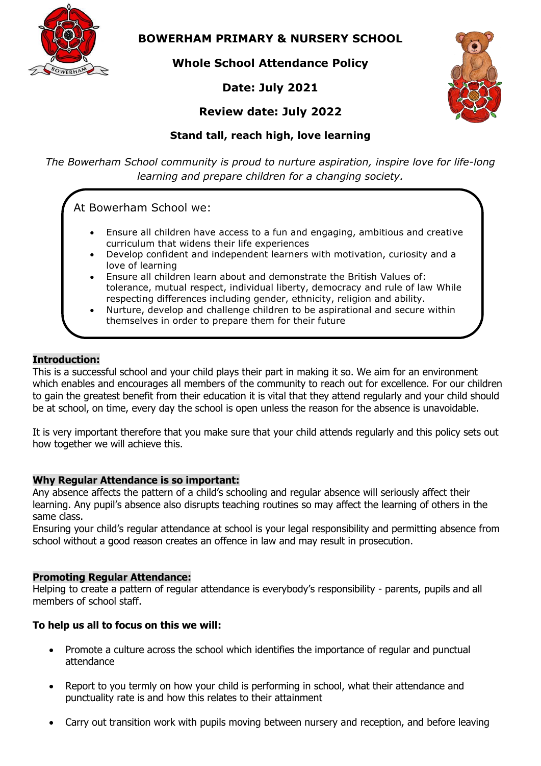# BOWERHAM PRIMARY & NURSERY SCHOOL

## Whole School Attendance Policy

**Date: July 2021**

**Review date: July 2022**

**Stand tall, reach high, love learning**

*The Bowerham School community is proud to nurture aspiration, inspire love for life-long learning and prepare children for a changing society.*

At Bowerham School we:

- Ensure all children have access to a fun and engaging, ambitious and creative curriculum that widens their life experiences
- Develop confident and independent learners with motivation, curiosity and a love of learning
- Ensure all children learn about and demonstrate the British Values of: tolerance, mutual respect, individual liberty, democracy and rule of law While respecting differences including gender, ethnicity, religion and ability.
- Nurture, develop and challenge children to be aspirational and secure within themselves in order to prepare them for their future

### Introduction:

This is a successful school and your child plays their part in making it so. We aim for an environment which enables and encourages all members of the community to reach out for excellence. For our children to gain the greatest benefit from their education it is vital that they attend regularly and your child should be at school, on time, every day the school is open unless the reason for the absence is unavoidable.

It is very important therefore that you make sure that your child attends regularly and this policy sets out how together we will achieve this.

### Why Regular Attendance is so important:

Any absence affects the pattern of a child's schooling and regular absence will seriously affect their learning. Any pupil's absence also disrupts teaching routines so may affect the learning of others in the same class.

Ensuring your child's regular attendance at school is your legal responsibility and permitting absence from school without a good reason creates an offence in law and may result in prosecution.

### Promoting Regular Attendance:

Helping to create a pattern of regular attendance is everybody's responsibility - parents, pupils and all members of school staff.

**To help us all to focus on this we will:**

- Promote a culture across the school which identifies the importance of regular and punctual attendance
- Report to you termly on how your child is performing in school, what their attendance and punctuality rate is and how this relates to their attainment
- Carry out transition work with pupils moving between nursery and reception, and before leaving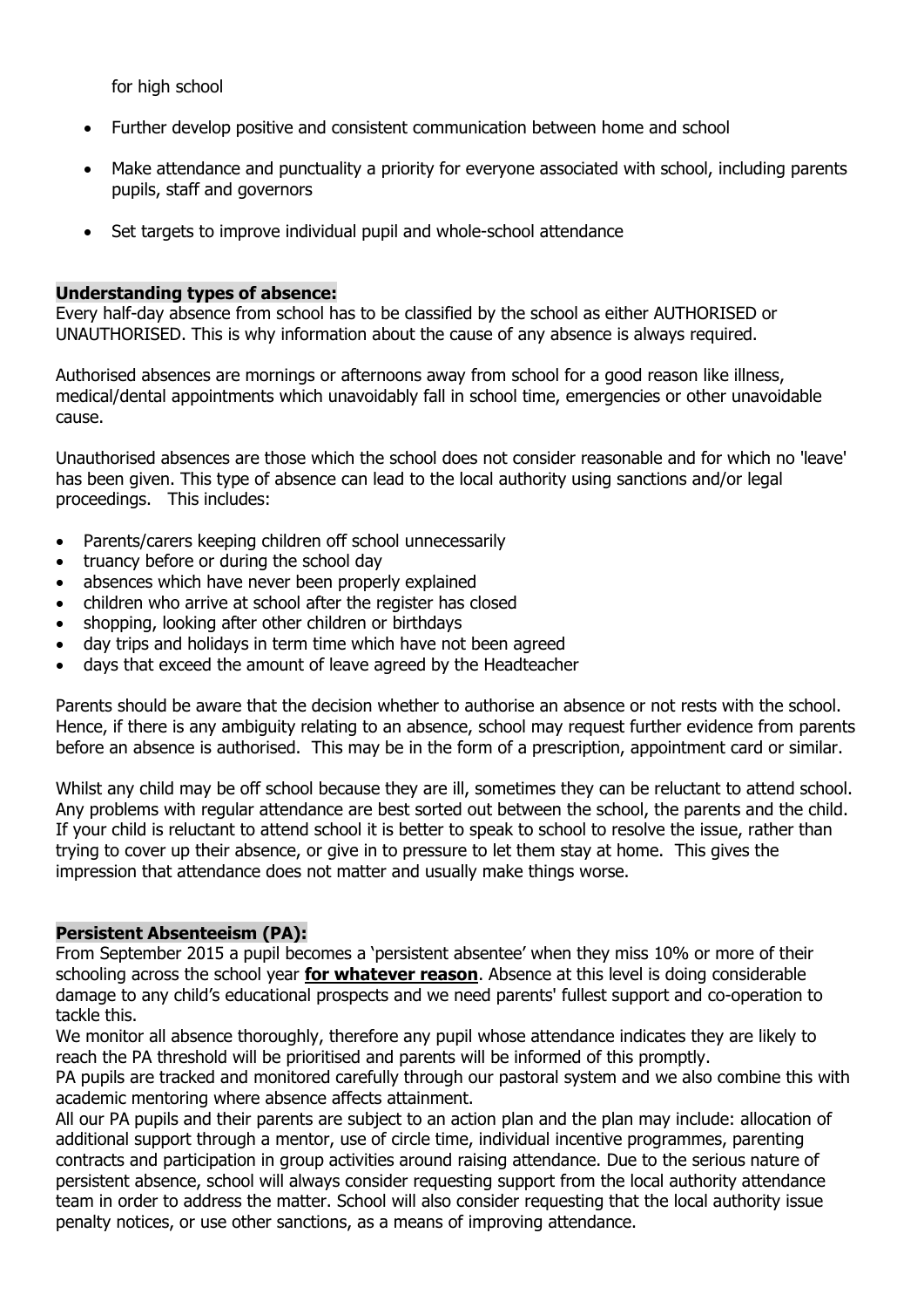for high school

- Further develop positive and consistent communication between home and school
- Make attendance and punctuality a priority for everyone associated with school, including parents pupils, staff and governors
- Set targets to improve individual pupil and whole-school attendance

**Understanding types of absence:**

Every half-day absence from school has to be classified by the school as either AUTHORISED or UNAUTHORISED. This is why information about the cause of any absence is always required.

Authorised absences are mornings or afternoons away from school for a good reason like illness, medical/dental appointments which unavoidably fall in school time, emergencies or other unavoidable cause.

Unauthorised absences are those which the school does not consider reasonable and for which no 'leave' has been given. This type of absence can lead to the local authority using sanctions and/or legal proceedings. This includes:

- Parents/carers keeping children off school unnecessarily
- truancy before or during the school day
- absences which have never been properly explained
- children who arrive at school after the register has closed
- shopping, looking after other children or birthdays
- day trips and holidays in term time which have not been agreed
- days that exceed the amount of leave agreed by the Headteacher

Parents should be aware that the decision whether to authorise an absence or not rests with the school. Hence, if there is any ambiguity relating to an absence, school may request further evidence from parents before an absence is authorised. This may be in the form of a prescription, appointment card or similar.

Whilst any child may be off school because they are ill, sometimes they can be reluctant to attend school. Any problems with regular attendance are best sorted out between the school, the parents and the child. If your child is reluctant to attend school it is better to speak to school to resolve the issue, rather than trying to cover up their absence, or give in to pressure to let them stay at home. This gives the impression that attendance does not matter and usually make things worse.

**Persistent Absenteeism (PA):**

From September 2015 a pupil becomes a 'persistent absentee' when they miss 10% or more of their schooling across the school year **for whatever reason**. Absence at this level is doing considerable damage to any child's educational prospects and we need parents' fullest support and co-operation to tackle this.

We monitor all absence thoroughly, therefore any pupil whose attendance indicates they are likely to reach the PA threshold will be prioritised and parents will be informed of this promptly.

PA pupils are tracked and monitored carefully through our pastoral system and we also combine this with academic mentoring where absence affects attainment.

All our PA pupils and their parents are subject to an action plan and the plan may include: allocation of additional support through a mentor, use of circle time, individual incentive programmes, parenting contracts and participation in group activities around raising attendance. Due to the serious nature of persistent absence, school will always consider requesting support from the local authority attendance team in order to address the matter. School will also consider requesting that the local authority issue penalty notices, or use other sanctions, as a means of improving attendance.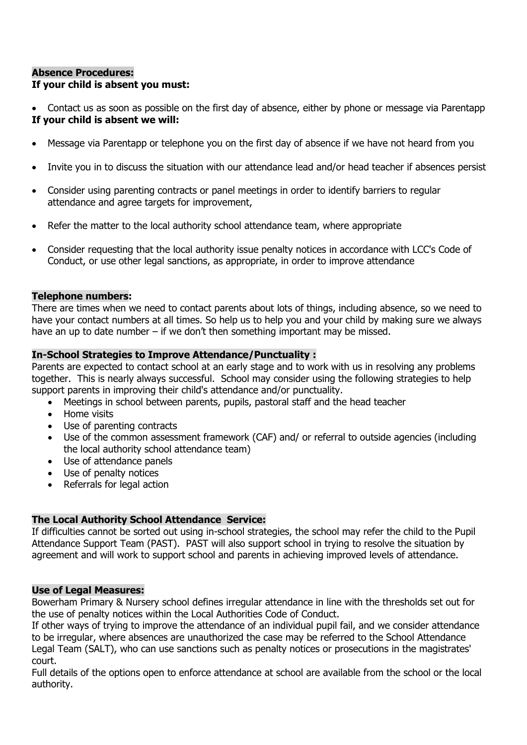## Absence Procedures:

**If your child is absent you must:**

- Contact us as soon as possible on the first day of absence, either by phone or message via Parentapp

**If your child is absent we will:**

- Message via Parentapp or telephone you on the first day of absence if we have not heard from you
- Invite you in to discuss the situation with our attendance lead and/or head teacher if absences persist
- Consider using parenting contracts or panel meetings in order to identify barriers to regular attendance and agree targets for improvement,
- Refer the matter to the local authority school attendance team, where appropriate
- Consider requesting that the local authority issue penalty notices in accordance with LCC's Code of Conduct, or use other legal sanctions, as appropriate, in order to improve attendance

## Telephone numbers:

There are times when we need to contact parents about lots of things, including absence, so we need to have your contact numbers at all times. So help us to help you and your child by making sure we always have an up to date number – if we don't then something important may be missed.

## In-School Strategies to Improve Attendance/Punctuality :

Parents are expected to contact school at an early stage and to work with us in resolving any problems together. This is nearly always successful. School may consider using the following strategies to help support parents in improving their child's attendance and/or punctuality.

- Meetings in school between parents, pupils, pastoral staff and the head teacher
- Home visits
- Use of parenting contracts
- Use of the common assessment framework (CAF) and/ or referral to outside agencies (including the local authority school attendance team)
- Use of attendance panels
- Use of penalty notices
- Referrals for legal action

## The Local Authority School Attendance Service:

If difficulties cannot be sorted out using in-school strategies, the school may refer the child to the Pupil Attendance Support Team (PAST). PAST will also support school in trying to resolve the situation by agreement and will work to support school and parents in achieving improved levels of attendance.

## Use of Legal Measures:

Bowerham Primary & Nursery school defines irregular attendance in line with the thresholds set out for the use of penalty notices within the Local Authorities Code of Conduct.

If other ways of trying to improve the attendance of an individual pupil fail, and we consider attendance to be irregular, where absences are unauthorized the case may be referred to the School Attendance Legal Team (SALT), who can use sanctions such as penalty notices or prosecutions in the magistrates' court.

Full details of the options open to enforce attendance at school are available from the school or the local authority.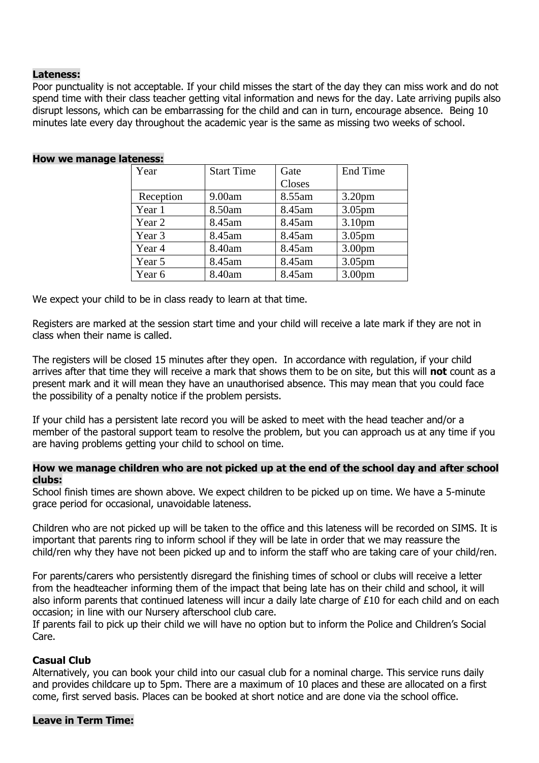**Lateness:**

Poor punctuality is not acceptable. If your child misses the start of the day they can miss work and do not spend time with their class teacher getting vital information and news for the day. Late arriving pupils also disrupt lessons, which can be embarrassing for the child and can in turn, encourage absence. Being 10 minutes late every day throughout the academic year is the same as missing two weeks of school.

**How we manage lateness:**

| Year | Start Time | Gate Closes | End Time |
|---|---|---|---|
| Reception | 9.00am | 8.55am | 3.20pm |
| Year 1 | 8.50am | 8.45am | 3.05pm |
| Year 2 | 8.45am | 8.45am | 3.10pm |
| Year 3 | 8.45am | 8.45am | 3.05pm |
| Year 4 | 8.40am | 8.45am | 3.00pm |
| Year 5 | 8.45am | 8.45am | 3.05pm |
| Year 6 | 8.40am | 8.45am | 3.00pm |

We expect your child to be in class ready to learn at that time.

Registers are marked at the session start time and your child will receive a late mark if they are not in class when their name is called.

The registers will be closed 15 minutes after they open. In accordance with regulation, if your child arrives after that time they will receive a mark that shows them to be on site, but this will **not** count as a present mark and it will mean they have an unauthorised absence. This may mean that you could face the possibility of a penalty notice if the problem persists.

If your child has a persistent late record you will be asked to meet with the head teacher and/or a member of the pastoral support team to resolve the problem, but you can approach us at any time if you are having problems getting your child to school on time.

**How we manage children who are not picked up at the end of the school day and after school clubs:**

School finish times are shown above. We expect children to be picked up on time. We have a 5-minute grace period for occasional, unavoidable lateness.

Children who are not picked up will be taken to the office and this lateness will be recorded on SIMS. It is important that parents ring to inform school if they will be late in order that we may reassure the child/ren why they have not been picked up and to inform the staff who are taking care of your child/ren.

For parents/carers who persistently disregard the finishing times of school or clubs will receive a letter from the headteacher informing them of the impact that being late has on their child and school, it will also inform parents that continued lateness will incur a daily late charge of £10 for each child and on each occasion; in line with our Nursery afterschool club care.

If parents fail to pick up their child we will have no option but to inform the Police and Children's Social Care.

**Casual Club**

Alternatively, you can book your child into our casual club for a nominal charge. This service runs daily and provides childcare up to 5pm. There are a maximum of 10 places and these are allocated on a first come, first served basis. Places can be booked at short notice and are done via the school office.

**Leave in Term Time:**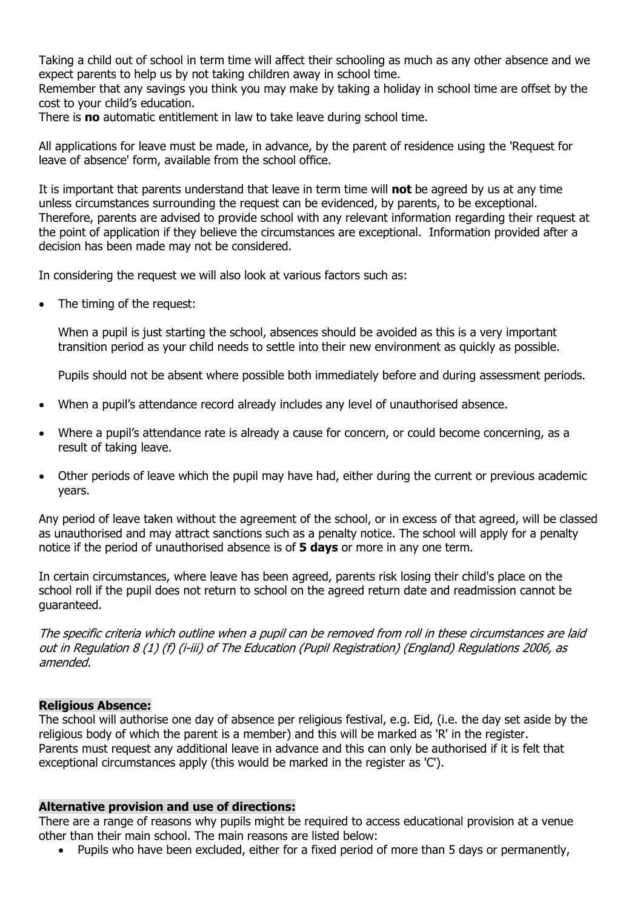Taking a child out of school in term time will affect their schooling as much as any other absence and we expect parents to help us by not taking children away in school time.
Remember that any savings you think you may make by taking a holiday in school time are offset by the cost to your child's education.
There is **no** automatic entitlement in law to take leave during school time.

All applications for leave must be made, in advance, by the parent of residence using the 'Request for leave of absence' form, available from the school office.

It is important that parents understand that leave in term time will **not** be agreed by us at any time unless circumstances surrounding the request can be evidenced, by parents, to be exceptional. Therefore, parents are advised to provide school with any relevant information regarding their request at the point of application if they believe the circumstances are exceptional. Information provided after a decision has been made may not be considered.

In considering the request we will also look at various factors such as:

- The timing of the request:

  When a pupil is just starting the school, absences should be avoided as this is a very important transition period as your child needs to settle into their new environment as quickly as possible.

  Pupils should not be absent where possible both immediately before and during assessment periods.

- When a pupil's attendance record already includes any level of unauthorised absence.

- Where a pupil's attendance rate is already a cause for concern, or could become concerning, as a result of taking leave.

- Other periods of leave which the pupil may have had, either during the current or previous academic years.

Any period of leave taken without the agreement of the school, or in excess of that agreed, will be classed as unauthorised and may attract sanctions such as a penalty notice. The school will apply for a penalty notice if the period of unauthorised absence is of **5 days** or more in any one term.

In certain circumstances, where leave has been agreed, parents risk losing their child's place on the school roll if the pupil does not return to school on the agreed return date and readmission cannot be guaranteed.

*The specific criteria which outline when a pupil can be removed from roll in these circumstances are laid out in Regulation 8 (1) (f) (i-iii) of The Education (Pupil Registration) (England) Regulations 2006, as amended.*

### Religious Absence:

The school will authorise one day of absence per religious festival, e.g. Eid, (i.e. the day set aside by the religious body of which the parent is a member) and this will be marked as 'R' in the register.
Parents must request any additional leave in advance and this can only be authorised if it is felt that exceptional circumstances apply (this would be marked in the register as 'C').

### Alternative provision and use of directions:

There are a range of reasons why pupils might be required to access educational provision at a venue other than their main school. The main reasons are listed below:

- Pupils who have been excluded, either for a fixed period of more than 5 days or permanently,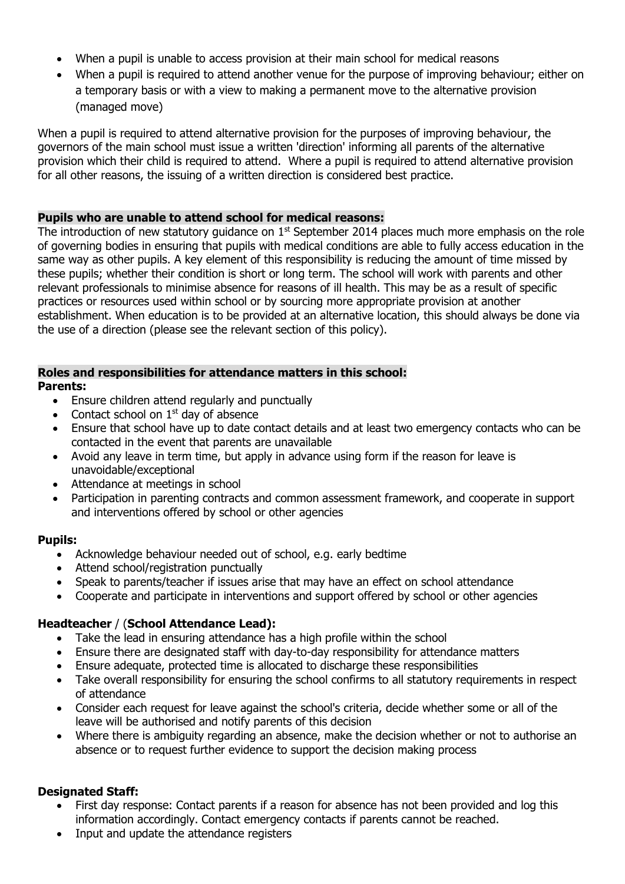- When a pupil is unable to access provision at their main school for medical reasons
- When a pupil is required to attend another venue for the purpose of improving behaviour; either on a temporary basis or with a view to making a permanent move to the alternative provision (managed move)

When a pupil is required to attend alternative provision for the purposes of improving behaviour, the governors of the main school must issue a written 'direction' informing all parents of the alternative provision which their child is required to attend. Where a pupil is required to attend alternative provision for all other reasons, the issuing of a written direction is considered best practice.

**Pupils who are unable to attend school for medical reasons:**

The introduction of new statutory guidance on 1st September 2014 places much more emphasis on the role of governing bodies in ensuring that pupils with medical conditions are able to fully access education in the same way as other pupils. A key element of this responsibility is reducing the amount of time missed by these pupils; whether their condition is short or long term. The school will work with parents and other relevant professionals to minimise absence for reasons of ill health. This may be as a result of specific practices or resources used within school or by sourcing more appropriate provision at another establishment. When education is to be provided at an alternative location, this should always be done via the use of a direction (please see the relevant section of this policy).

**Roles and responsibilities for attendance matters in this school:**

**Parents:**

- Ensure children attend regularly and punctually
- Contact school on 1st day of absence
- Ensure that school have up to date contact details and at least two emergency contacts who can be contacted in the event that parents are unavailable
- Avoid any leave in term time, but apply in advance using form if the reason for leave is unavoidable/exceptional
- Attendance at meetings in school
- Participation in parenting contracts and common assessment framework, and cooperate in support and interventions offered by school or other agencies

**Pupils:**

- Acknowledge behaviour needed out of school, e.g. early bedtime
- Attend school/registration punctually
- Speak to parents/teacher if issues arise that may have an effect on school attendance
- Cooperate and participate in interventions and support offered by school or other agencies

**Headteacher** / (**School Attendance Lead):**

- Take the lead in ensuring attendance has a high profile within the school
- Ensure there are designated staff with day-to-day responsibility for attendance matters
- Ensure adequate, protected time is allocated to discharge these responsibilities
- Take overall responsibility for ensuring the school confirms to all statutory requirements in respect of attendance
- Consider each request for leave against the school's criteria, decide whether some or all of the leave will be authorised and notify parents of this decision
- Where there is ambiguity regarding an absence, make the decision whether or not to authorise an absence or to request further evidence to support the decision making process

**Designated Staff:**

- First day response: Contact parents if a reason for absence has not been provided and log this information accordingly. Contact emergency contacts if parents cannot be reached.
- Input and update the attendance registers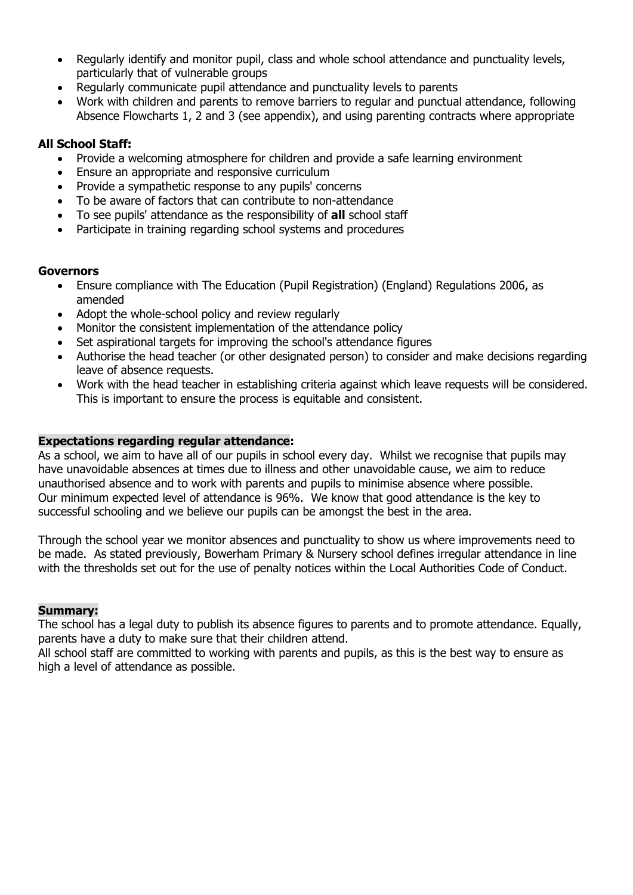- Regularly identify and monitor pupil, class and whole school attendance and punctuality levels, particularly that of vulnerable groups
- Regularly communicate pupil attendance and punctuality levels to parents
- Work with children and parents to remove barriers to regular and punctual attendance, following Absence Flowcharts 1, 2 and 3 (see appendix), and using parenting contracts where appropriate

**All School Staff:**

- Provide a welcoming atmosphere for children and provide a safe learning environment
- Ensure an appropriate and responsive curriculum
- Provide a sympathetic response to any pupils' concerns
- To be aware of factors that can contribute to non-attendance
- To see pupils' attendance as the responsibility of **all** school staff
- Participate in training regarding school systems and procedures

**Governors**

- Ensure compliance with The Education (Pupil Registration) (England) Regulations 2006, as amended
- Adopt the whole-school policy and review regularly
- Monitor the consistent implementation of the attendance policy
- Set aspirational targets for improving the school's attendance figures
- Authorise the head teacher (or other designated person) to consider and make decisions regarding leave of absence requests.
- Work with the head teacher in establishing criteria against which leave requests will be considered. This is important to ensure the process is equitable and consistent.

**Expectations regarding regular attendance:**

As a school, we aim to have all of our pupils in school every day. Whilst we recognise that pupils may have unavoidable absences at times due to illness and other unavoidable cause, we aim to reduce unauthorised absence and to work with parents and pupils to minimise absence where possible.
Our minimum expected level of attendance is 96%. We know that good attendance is the key to successful schooling and we believe our pupils can be amongst the best in the area.

Through the school year we monitor absences and punctuality to show us where improvements need to be made. As stated previously, Bowerham Primary & Nursery school defines irregular attendance in line with the thresholds set out for the use of penalty notices within the Local Authorities Code of Conduct.

**Summary:**

The school has a legal duty to publish its absence figures to parents and to promote attendance. Equally, parents have a duty to make sure that their children attend.
All school staff are committed to working with parents and pupils, as this is the best way to ensure as high a level of attendance as possible.